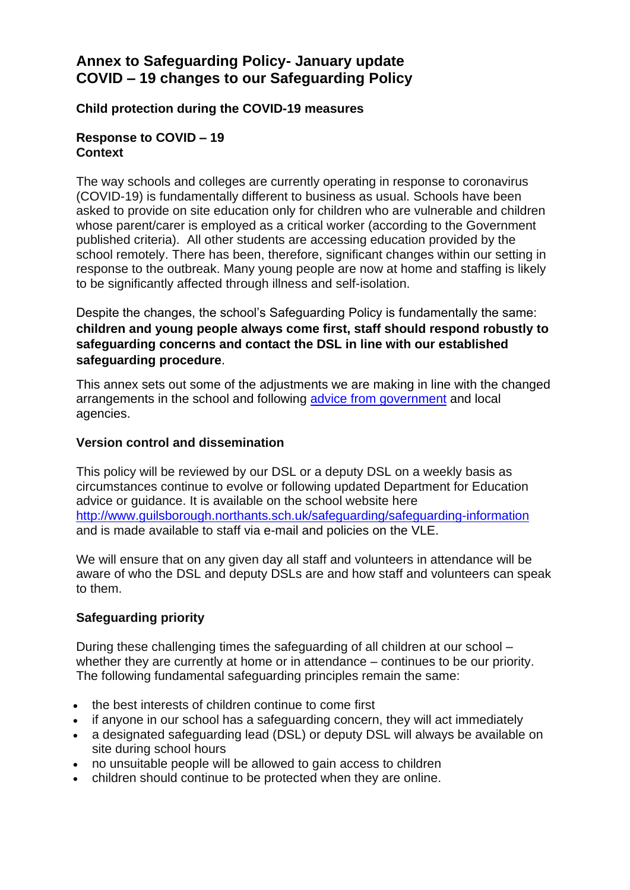# Annex to Safeguarding Policy- January update
# COVID – 19 changes to our Safeguarding Policy

### Child protection during the COVID-19 measures

### Response to COVID – 19
### Context

The way schools and colleges are currently operating in response to coronavirus (COVID-19) is fundamentally different to business as usual. Schools have been asked to provide on site education only for children who are vulnerable and children whose parent/carer is employed as a critical worker (according to the Government published criteria). All other students are accessing education provided by the school remotely. There has been, therefore, significant changes within our setting in response to the outbreak. Many young people are now at home and staffing is likely to be significantly affected through illness and self-isolation.

Despite the changes, the school's Safeguarding Policy is fundamentally the same: **children and young people always come first, staff should respond robustly to safeguarding concerns and contact the DSL in line with our established safeguarding procedure**.

This annex sets out some of the adjustments we are making in line with the changed arrangements in the school and following [advice from government](#) and local agencies.

### Version control and dissemination

This policy will be reviewed by our DSL or a deputy DSL on a weekly basis as circumstances continue to evolve or following updated Department for Education advice or guidance. It is available on the school website here http://www.guilsborough.northants.sch.uk/safeguarding/safeguarding-information and is made available to staff via e-mail and policies on the VLE.

We will ensure that on any given day all staff and volunteers in attendance will be aware of who the DSL and deputy DSLs are and how staff and volunteers can speak to them.

### Safeguarding priority

During these challenging times the safeguarding of all children at our school – whether they are currently at home or in attendance – continues to be our priority. The following fundamental safeguarding principles remain the same:

- the best interests of children continue to come first
- if anyone in our school has a safeguarding concern, they will act immediately
- a designated safeguarding lead (DSL) or deputy DSL will always be available on site during school hours
- no unsuitable people will be allowed to gain access to children
- children should continue to be protected when they are online.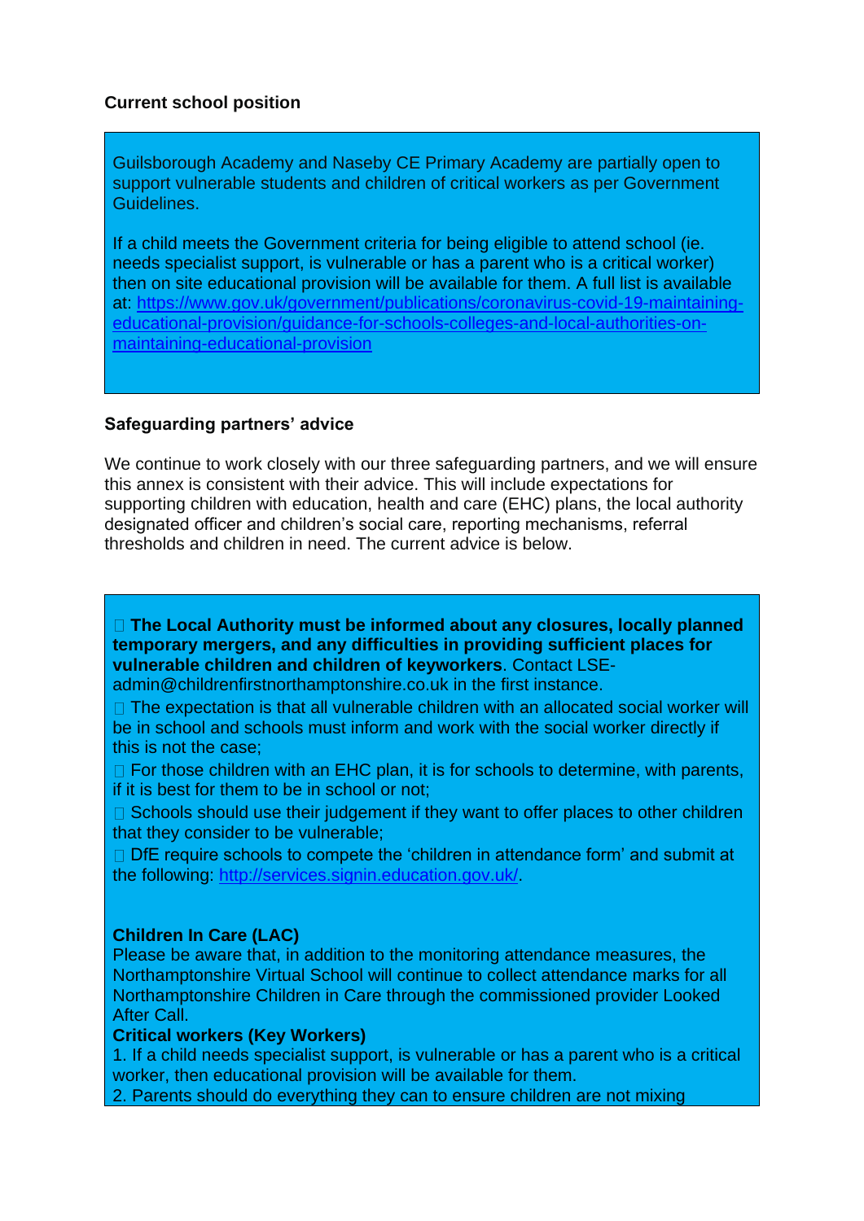**Current school position**

Guilsborough Academy and Naseby CE Primary Academy are partially open to support vulnerable students and children of critical workers as per Government Guidelines.

If a child meets the Government criteria for being eligible to attend school (ie. needs specialist support, is vulnerable or has a parent who is a critical worker) then on site educational provision will be available for them. A full list is available at: [https://www.gov.uk/government/publications/coronavirus-covid-19-maintaining-educational-provision/guidance-for-schools-colleges-and-local-authorities-on-maintaining-educational-provision](https://www.gov.uk/government/publications/coronavirus-covid-19-maintaining-educational-provision/guidance-for-schools-colleges-and-local-authorities-on-maintaining-educational-provision)

**Safeguarding partners' advice**

We continue to work closely with our three safeguarding partners, and we will ensure this annex is consistent with their advice. This will include expectations for supporting children with education, health and care (EHC) plans, the local authority designated officer and children's social care, reporting mechanisms, referral thresholds and children in need. The current advice is below.

- **The Local Authority must be informed about any closures, locally planned temporary mergers, and any difficulties in providing sufficient places for vulnerable children and children of keyworkers**. Contact LSE-admin@childrenfirstnorthamptonshire.co.uk in the first instance.
- The expectation is that all vulnerable children with an allocated social worker will be in school and schools must inform and work with the social worker directly if this is not the case;
- For those children with an EHC plan, it is for schools to determine, with parents, if it is best for them to be in school or not;
- Schools should use their judgement if they want to offer places to other children that they consider to be vulnerable;
- DfE require schools to compete the 'children in attendance form' and submit at the following: [http://services.signin.education.gov.uk/](http://services.signin.education.gov.uk/).

**Children In Care (LAC)**
Please be aware that, in addition to the monitoring attendance measures, the Northamptonshire Virtual School will continue to collect attendance marks for all Northamptonshire Children in Care through the commissioned provider Looked After Call.

**Critical workers (Key Workers)**
1. If a child needs specialist support, is vulnerable or has a parent who is a critical worker, then educational provision will be available for them.
2. Parents should do everything they can to ensure children are not mixing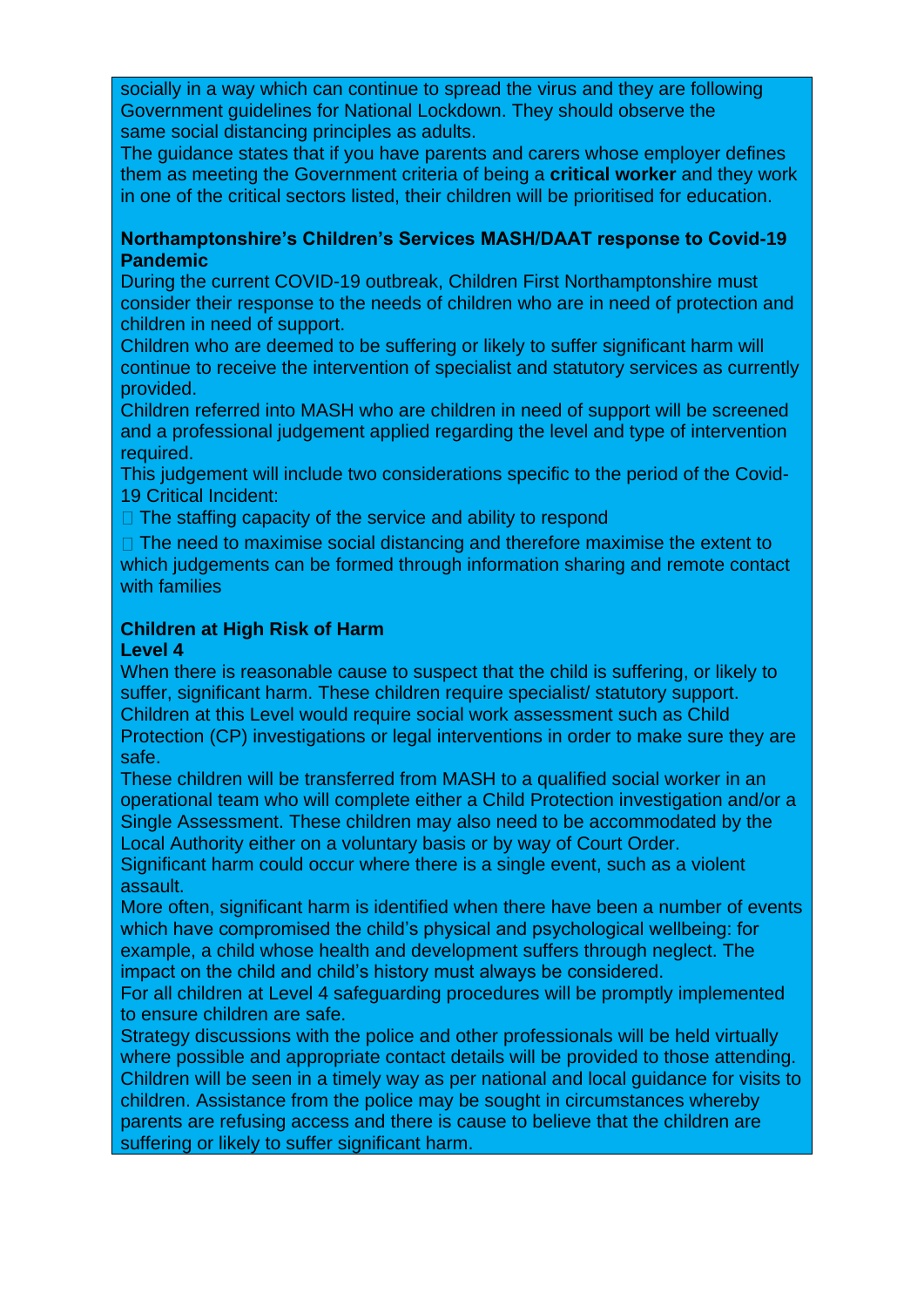socially in a way which can continue to spread the virus and they are following Government guidelines for National Lockdown. They should observe the same social distancing principles as adults.

The guidance states that if you have parents and carers whose employer defines them as meeting the Government criteria of being a **critical worker** and they work in one of the critical sectors listed, their children will be prioritised for education.

**Northamptonshire's Children's Services MASH/DAAT response to Covid-19 Pandemic**

During the current COVID-19 outbreak, Children First Northamptonshire must consider their response to the needs of children who are in need of protection and children in need of support.

Children who are deemed to be suffering or likely to suffer significant harm will continue to receive the intervention of specialist and statutory services as currently provided.

Children referred into MASH who are children in need of support will be screened and a professional judgement applied regarding the level and type of intervention required.

This judgement will include two considerations specific to the period of the Covid-19 Critical Incident:

- The staffing capacity of the service and ability to respond
- The need to maximise social distancing and therefore maximise the extent to which judgements can be formed through information sharing and remote contact with families

**Children at High Risk of Harm**
**Level 4**

When there is reasonable cause to suspect that the child is suffering, or likely to suffer, significant harm. These children require specialist/ statutory support. Children at this Level would require social work assessment such as Child Protection (CP) investigations or legal interventions in order to make sure they are safe.

These children will be transferred from MASH to a qualified social worker in an operational team who will complete either a Child Protection investigation and/or a Single Assessment. These children may also need to be accommodated by the Local Authority either on a voluntary basis or by way of Court Order.

Significant harm could occur where there is a single event, such as a violent assault.

More often, significant harm is identified when there have been a number of events which have compromised the child's physical and psychological wellbeing: for example, a child whose health and development suffers through neglect. The impact on the child and child's history must always be considered.

For all children at Level 4 safeguarding procedures will be promptly implemented to ensure children are safe.

Strategy discussions with the police and other professionals will be held virtually where possible and appropriate contact details will be provided to those attending. Children will be seen in a timely way as per national and local guidance for visits to children. Assistance from the police may be sought in circumstances whereby parents are refusing access and there is cause to believe that the children are suffering or likely to suffer significant harm.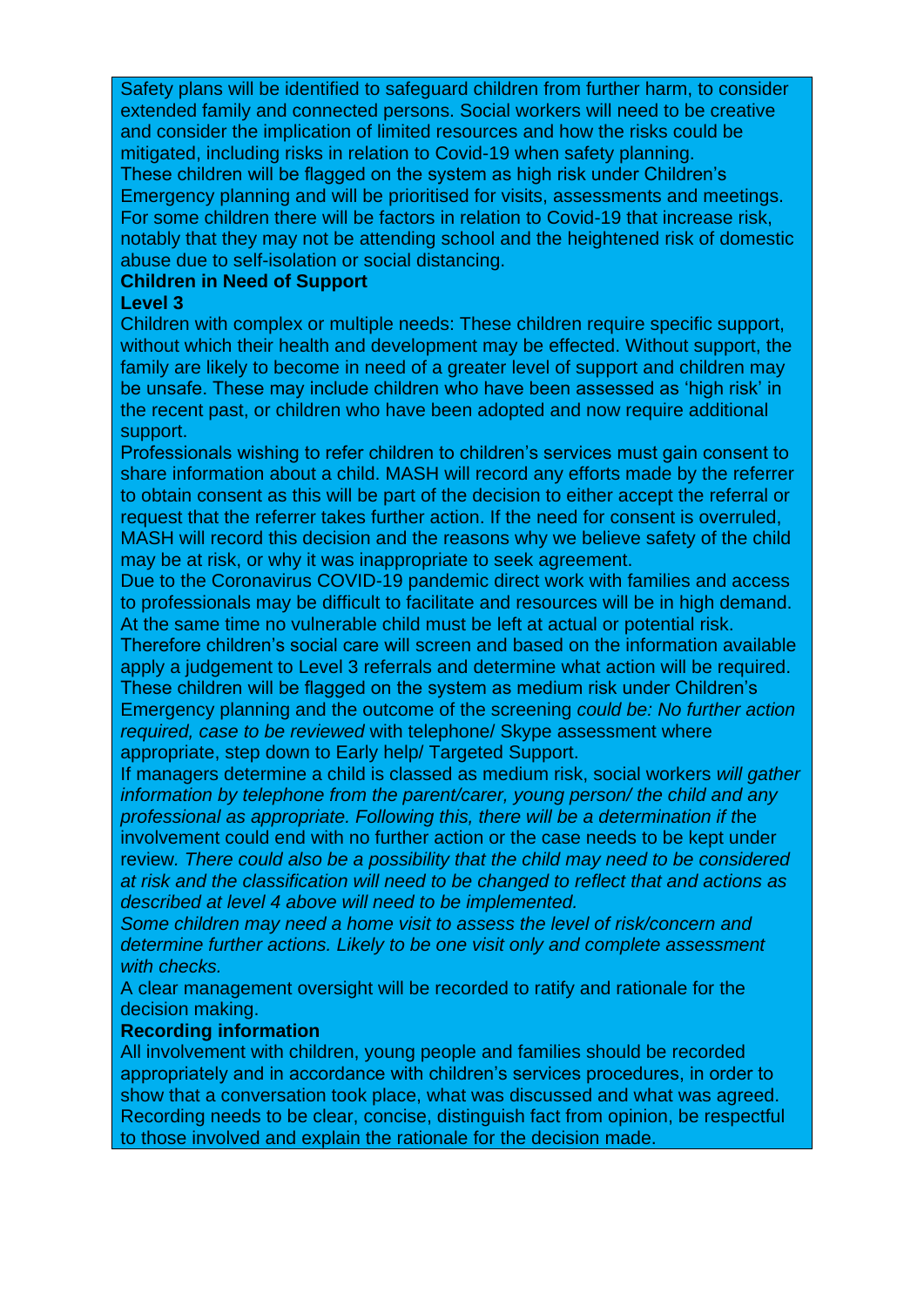Safety plans will be identified to safeguard children from further harm, to consider extended family and connected persons. Social workers will need to be creative and consider the implication of limited resources and how the risks could be mitigated, including risks in relation to Covid-19 when safety planning.

These children will be flagged on the system as high risk under Children's Emergency planning and will be prioritised for visits, assessments and meetings. For some children there will be factors in relation to Covid-19 that increase risk, notably that they may not be attending school and the heightened risk of domestic abuse due to self-isolation or social distancing.

**Children in Need of Support**

**Level 3**

Children with complex or multiple needs: These children require specific support, without which their health and development may be effected. Without support, the family are likely to become in need of a greater level of support and children may be unsafe. These may include children who have been assessed as 'high risk' in the recent past, or children who have been adopted and now require additional support.

Professionals wishing to refer children to children's services must gain consent to share information about a child. MASH will record any efforts made by the referrer to obtain consent as this will be part of the decision to either accept the referral or request that the referrer takes further action. If the need for consent is overruled, MASH will record this decision and the reasons why we believe safety of the child may be at risk, or why it was inappropriate to seek agreement.

Due to the Coronavirus COVID-19 pandemic direct work with families and access to professionals may be difficult to facilitate and resources will be in high demand. At the same time no vulnerable child must be left at actual or potential risk.

Therefore children's social care will screen and based on the information available apply a judgement to Level 3 referrals and determine what action will be required. These children will be flagged on the system as medium risk under Children's Emergency planning and the outcome of the screening *could be: No further action required, case to be reviewed* with telephone/ Skype assessment where appropriate, step down to Early help/ Targeted Support.

If managers determine a child is classed as medium risk, social workers *will gather information by telephone from the parent/carer, young person/ the child and any professional as appropriate. Following this, there will be a determination if t*he involvement could end with no further action or the case needs to be kept under review*. There could also be a possibility that the child may need to be considered at risk and the classification will need to be changed to reflect that and actions as described at level 4 above will need to be implemented.*

*Some children may need a home visit to assess the level of risk/concern and determine further actions. Likely to be one visit only and complete assessment with checks.*

A clear management oversight will be recorded to ratify and rationale for the decision making.

**Recording information**

All involvement with children, young people and families should be recorded appropriately and in accordance with children's services procedures, in order to show that a conversation took place, what was discussed and what was agreed. Recording needs to be clear, concise, distinguish fact from opinion, be respectful to those involved and explain the rationale for the decision made.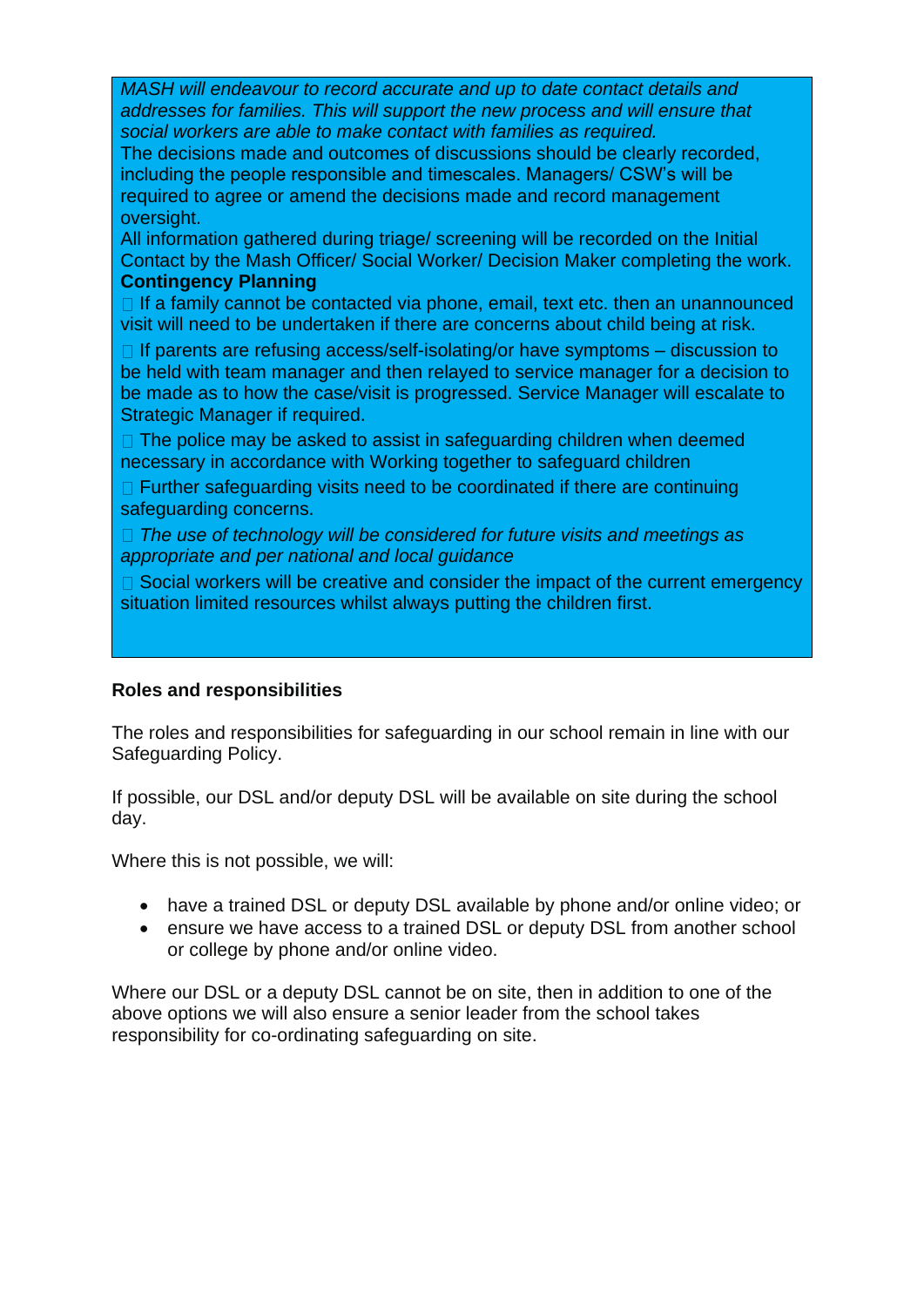*MASH will endeavour to record accurate and up to date contact details and addresses for families. This will support the new process and will ensure that social workers are able to make contact with families as required.*

The decisions made and outcomes of discussions should be clearly recorded, including the people responsible and timescales. Managers/ CSW's will be required to agree or amend the decisions made and record management oversight.

All information gathered during triage/ screening will be recorded on the Initial Contact by the Mash Officer/ Social Worker/ Decision Maker completing the work.

**Contingency Planning**

- If a family cannot be contacted via phone, email, text etc. then an unannounced visit will need to be undertaken if there are concerns about child being at risk.
- If parents are refusing access/self-isolating/or have symptoms – discussion to be held with team manager and then relayed to service manager for a decision to be made as to how the case/visit is progressed. Service Manager will escalate to Strategic Manager if required.
- The police may be asked to assist in safeguarding children when deemed necessary in accordance with Working together to safeguard children
- Further safeguarding visits need to be coordinated if there are continuing safeguarding concerns.
- *The use of technology will be considered for future visits and meetings as appropriate and per national and local guidance*
- Social workers will be creative and consider the impact of the current emergency situation limited resources whilst always putting the children first.

**Roles and responsibilities**

The roles and responsibilities for safeguarding in our school remain in line with our Safeguarding Policy.

If possible, our DSL and/or deputy DSL will be available on site during the school day.

Where this is not possible, we will:

- have a trained DSL or deputy DSL available by phone and/or online video; or
- ensure we have access to a trained DSL or deputy DSL from another school or college by phone and/or online video.

Where our DSL or a deputy DSL cannot be on site, then in addition to one of the above options we will also ensure a senior leader from the school takes responsibility for co-ordinating safeguarding on site.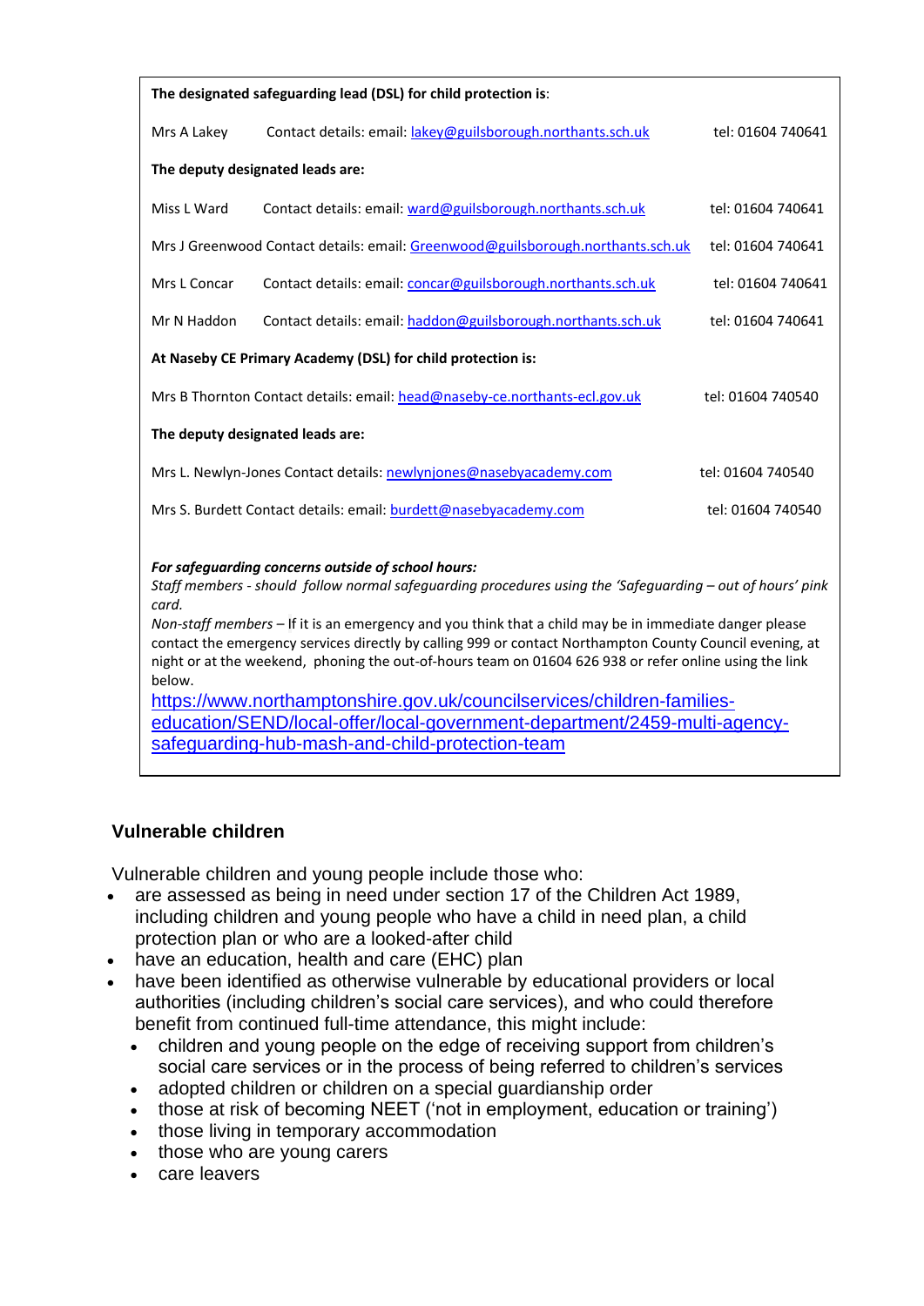**The designated safeguarding lead (DSL) for child protection is**:

Mrs A Lakey Contact details: email: lakey@guilsborough.northants.sch.uk tel: 01604 740641

**The deputy designated leads are:**

Miss L Ward Contact details: email: ward@guilsborough.northants.sch.uk tel: 01604 740641

Mrs J Greenwood Contact details: email: Greenwood@guilsborough.northants.sch.uk tel: 01604 740641

Mrs L Concar Contact details: email: concar@guilsborough.northants.sch.uk tel: 01604 740641

Mr N Haddon Contact details: email: haddon@guilsborough.northants.sch.uk tel: 01604 740641

**At Naseby CE Primary Academy (DSL) for child protection is:**

Mrs B Thornton Contact details: email: head@naseby-ce.northants-ecl.gov.uk tel: 01604 740540

**The deputy designated leads are:**

Mrs L. Newlyn-Jones Contact details: newlynjones@nasebyacademy.com tel: 01604 740540

Mrs S. Burdett Contact details: email: burdett@nasebyacademy.com tel: 01604 740540

***For safeguarding concerns outside of school hours:***
*Staff members - should follow normal safeguarding procedures using the 'Safeguarding – out of hours' pink card.*
*Non-staff members* – If it is an emergency and you think that a child may be in immediate danger please contact the emergency services directly by calling 999 or contact Northampton County Council evening, at night or at the weekend, phoning the out-of-hours team on 01604 626 938 or refer online using the link below.
https://www.northamptonshire.gov.uk/councilservices/children-families-education/SEND/local-offer/local-government-department/2459-multi-agency-safeguarding-hub-mash-and-child-protection-team

## Vulnerable children

Vulnerable children and young people include those who:

- are assessed as being in need under section 17 of the Children Act 1989, including children and young people who have a child in need plan, a child protection plan or who are a looked-after child
- have an education, health and care (EHC) plan
- have been identified as otherwise vulnerable by educational providers or local authorities (including children's social care services), and who could therefore benefit from continued full-time attendance, this might include:
  - children and young people on the edge of receiving support from children's social care services or in the process of being referred to children's services
  - adopted children or children on a special guardianship order
  - those at risk of becoming NEET ('not in employment, education or training')
  - those living in temporary accommodation
  - those who are young carers
  - care leavers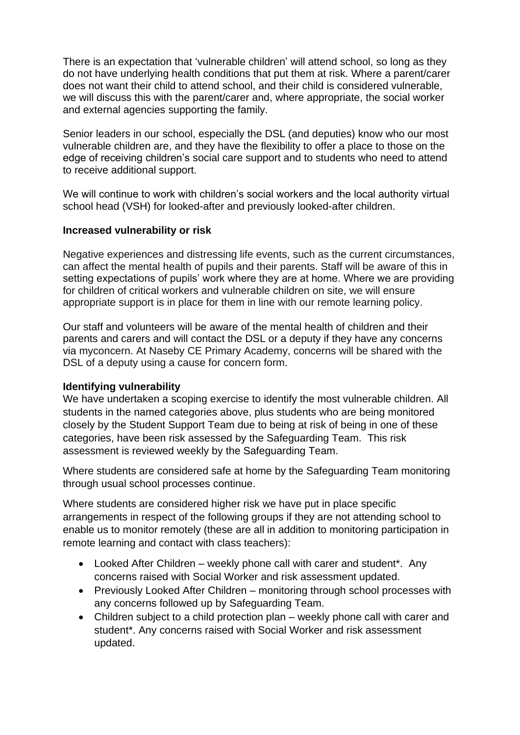There is an expectation that 'vulnerable children' will attend school, so long as they do not have underlying health conditions that put them at risk. Where a parent/carer does not want their child to attend school, and their child is considered vulnerable, we will discuss this with the parent/carer and, where appropriate, the social worker and external agencies supporting the family.

Senior leaders in our school, especially the DSL (and deputies) know who our most vulnerable children are, and they have the flexibility to offer a place to those on the edge of receiving children's social care support and to students who need to attend to receive additional support.

We will continue to work with children's social workers and the local authority virtual school head (VSH) for looked-after and previously looked-after children.

**Increased vulnerability or risk**

Negative experiences and distressing life events, such as the current circumstances, can affect the mental health of pupils and their parents. Staff will be aware of this in setting expectations of pupils' work where they are at home. Where we are providing for children of critical workers and vulnerable children on site, we will ensure appropriate support is in place for them in line with our remote learning policy.

Our staff and volunteers will be aware of the mental health of children and their parents and carers and will contact the DSL or a deputy if they have any concerns via myconcern. At Naseby CE Primary Academy, concerns will be shared with the DSL of a deputy using a cause for concern form.

**Identifying vulnerability**

We have undertaken a scoping exercise to identify the most vulnerable children. All students in the named categories above, plus students who are being monitored closely by the Student Support Team due to being at risk of being in one of these categories, have been risk assessed by the Safeguarding Team. This risk assessment is reviewed weekly by the Safeguarding Team.

Where students are considered safe at home by the Safeguarding Team monitoring through usual school processes continue.

Where students are considered higher risk we have put in place specific arrangements in respect of the following groups if they are not attending school to enable us to monitor remotely (these are all in addition to monitoring participation in remote learning and contact with class teachers):

- Looked After Children – weekly phone call with carer and student*. Any concerns raised with Social Worker and risk assessment updated.
- Previously Looked After Children – monitoring through school processes with any concerns followed up by Safeguarding Team.
- Children subject to a child protection plan – weekly phone call with carer and student*. Any concerns raised with Social Worker and risk assessment updated.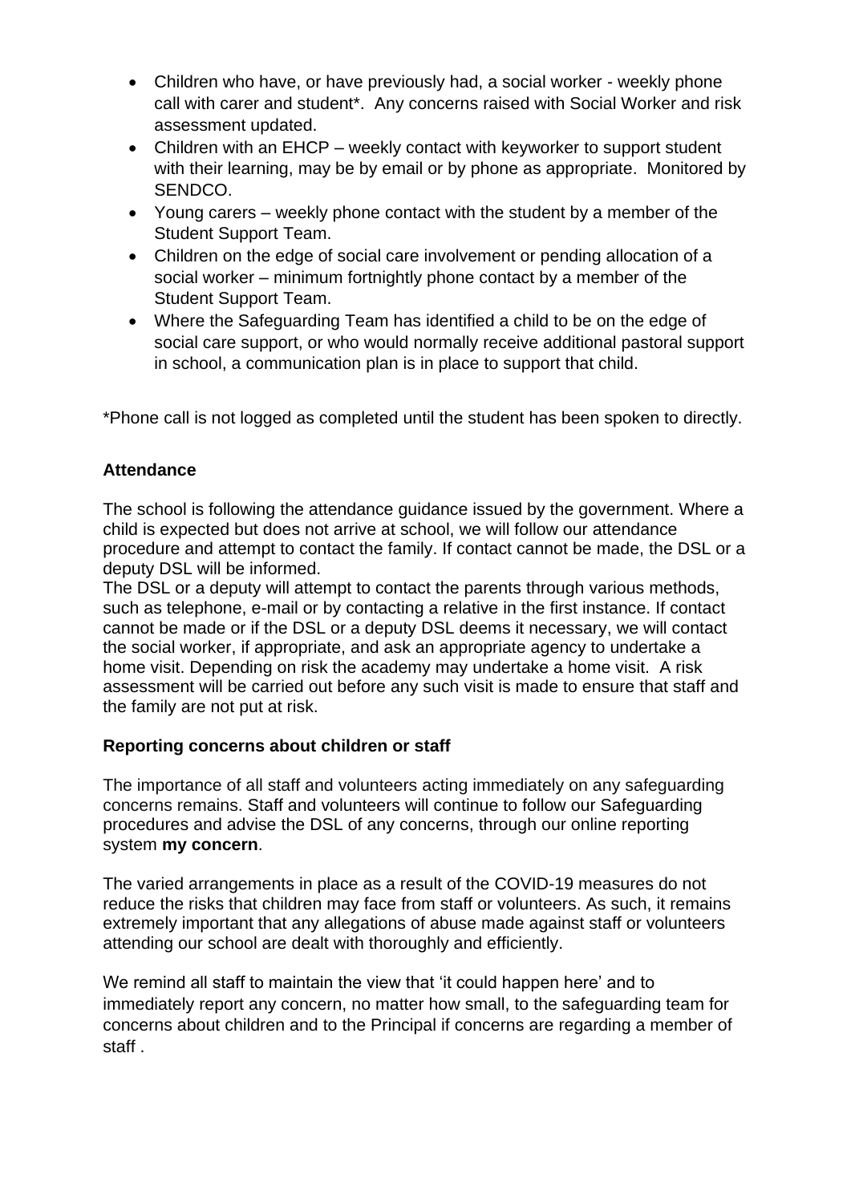- Children who have, or have previously had, a social worker - weekly phone call with carer and student*. Any concerns raised with Social Worker and risk assessment updated.
- Children with an EHCP – weekly contact with keyworker to support student with their learning, may be by email or by phone as appropriate. Monitored by SENDCO.
- Young carers – weekly phone contact with the student by a member of the Student Support Team.
- Children on the edge of social care involvement or pending allocation of a social worker – minimum fortnightly phone contact by a member of the Student Support Team.
- Where the Safeguarding Team has identified a child to be on the edge of social care support, or who would normally receive additional pastoral support in school, a communication plan is in place to support that child.

*Phone call is not logged as completed until the student has been spoken to directly.

**Attendance**

The school is following the attendance guidance issued by the government. Where a child is expected but does not arrive at school, we will follow our attendance procedure and attempt to contact the family. If contact cannot be made, the DSL or a deputy DSL will be informed.
The DSL or a deputy will attempt to contact the parents through various methods, such as telephone, e-mail or by contacting a relative in the first instance. If contact cannot be made or if the DSL or a deputy DSL deems it necessary, we will contact the social worker, if appropriate, and ask an appropriate agency to undertake a home visit. Depending on risk the academy may undertake a home visit. A risk assessment will be carried out before any such visit is made to ensure that staff and the family are not put at risk.

**Reporting concerns about children or staff**

The importance of all staff and volunteers acting immediately on any safeguarding concerns remains. Staff and volunteers will continue to follow our Safeguarding procedures and advise the DSL of any concerns, through our online reporting system **my concern**.

The varied arrangements in place as a result of the COVID-19 measures do not reduce the risks that children may face from staff or volunteers. As such, it remains extremely important that any allegations of abuse made against staff or volunteers attending our school are dealt with thoroughly and efficiently.

We remind all staff to maintain the view that 'it could happen here' and to immediately report any concern, no matter how small, to the safeguarding team for concerns about children and to the Principal if concerns are regarding a member of staff .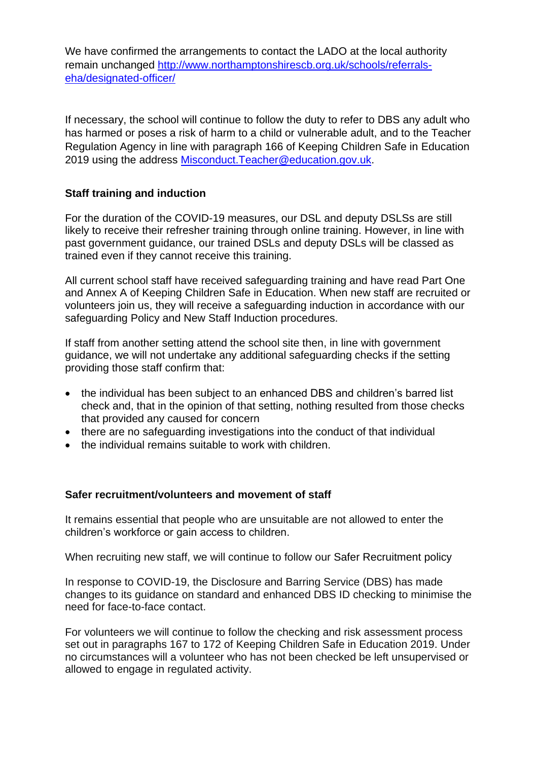We have confirmed the arrangements to contact the LADO at the local authority remain unchanged [http://www.northamptonshirescb.org.uk/schools/referrals-eha/designated-officer/](http://www.northamptonshirescb.org.uk/schools/referrals-eha/designated-officer/)

If necessary, the school will continue to follow the duty to refer to DBS any adult who has harmed or poses a risk of harm to a child or vulnerable adult, and to the Teacher Regulation Agency in line with paragraph 166 of Keeping Children Safe in Education 2019 using the address [Misconduct.Teacher@education.gov.uk](mailto:Misconduct.Teacher@education.gov.uk).

**Staff training and induction**

For the duration of the COVID-19 measures, our DSL and deputy DSLSs are still likely to receive their refresher training through online training. However, in line with past government guidance, our trained DSLs and deputy DSLs will be classed as trained even if they cannot receive this training.

All current school staff have received safeguarding training and have read Part One and Annex A of Keeping Children Safe in Education. When new staff are recruited or volunteers join us, they will receive a safeguarding induction in accordance with our safeguarding Policy and New Staff Induction procedures.

If staff from another setting attend the school site then, in line with government guidance, we will not undertake any additional safeguarding checks if the setting providing those staff confirm that:

- the individual has been subject to an enhanced DBS and children's barred list check and, that in the opinion of that setting, nothing resulted from those checks that provided any caused for concern
- there are no safeguarding investigations into the conduct of that individual
- the individual remains suitable to work with children.

**Safer recruitment/volunteers and movement of staff**

It remains essential that people who are unsuitable are not allowed to enter the children's workforce or gain access to children.

When recruiting new staff, we will continue to follow our Safer Recruitment policy

In response to COVID-19, the Disclosure and Barring Service (DBS) has made changes to its guidance on standard and enhanced DBS ID checking to minimise the need for face-to-face contact.

For volunteers we will continue to follow the checking and risk assessment process set out in paragraphs 167 to 172 of Keeping Children Safe in Education 2019. Under no circumstances will a volunteer who has not been checked be left unsupervised or allowed to engage in regulated activity.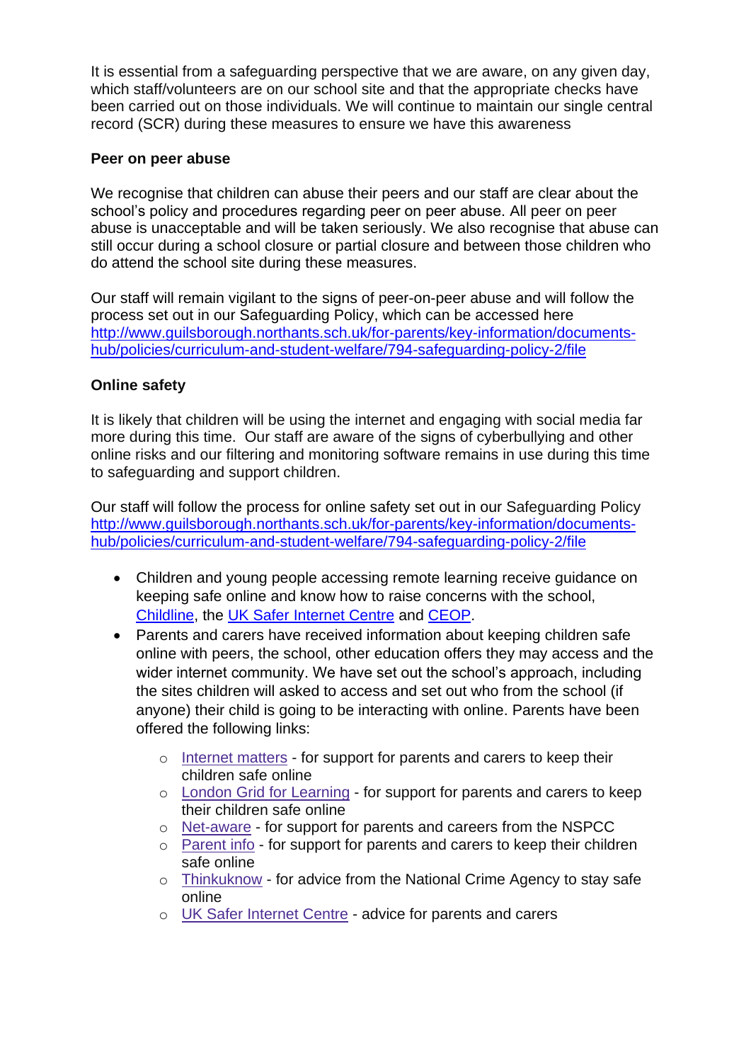It is essential from a safeguarding perspective that we are aware, on any given day, which staff/volunteers are on our school site and that the appropriate checks have been carried out on those individuals. We will continue to maintain our single central record (SCR) during these measures to ensure we have this awareness

**Peer on peer abuse**

We recognise that children can abuse their peers and our staff are clear about the school's policy and procedures regarding peer on peer abuse. All peer on peer abuse is unacceptable and will be taken seriously. We also recognise that abuse can still occur during a school closure or partial closure and between those children who do attend the school site during these measures.

Our staff will remain vigilant to the signs of peer-on-peer abuse and will follow the process set out in our Safeguarding Policy, which can be accessed here http://www.guilsborough.northants.sch.uk/for-parents/key-information/documents-hub/policies/curriculum-and-student-welfare/794-safeguarding-policy-2/file

**Online safety**

It is likely that children will be using the internet and engaging with social media far more during this time. Our staff are aware of the signs of cyberbullying and other online risks and our filtering and monitoring software remains in use during this time to safeguarding and support children.

Our staff will follow the process for online safety set out in our Safeguarding Policy http://www.guilsborough.northants.sch.uk/for-parents/key-information/documents-hub/policies/curriculum-and-student-welfare/794-safeguarding-policy-2/file

- Children and young people accessing remote learning receive guidance on keeping safe online and know how to raise concerns with the school, Childline, the UK Safer Internet Centre and CEOP.
- Parents and carers have received information about keeping children safe online with peers, the school, other education offers they may access and the wider internet community. We have set out the school's approach, including the sites children will asked to access and set out who from the school (if anyone) their child is going to be interacting with online. Parents have been offered the following links:
    - Internet matters - for support for parents and carers to keep their children safe online
    - London Grid for Learning - for support for parents and carers to keep their children safe online
    - Net-aware - for support for parents and careers from the NSPCC
    - Parent info - for support for parents and carers to keep their children safe online
    - Thinkuknow - for advice from the National Crime Agency to stay safe online
    - UK Safer Internet Centre - advice for parents and carers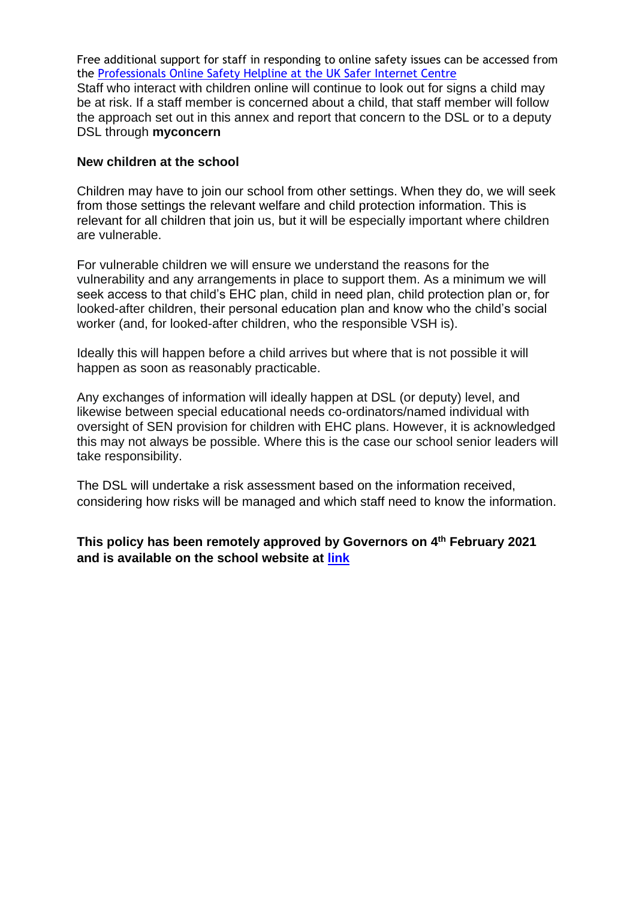Free additional support for staff in responding to online safety issues can be accessed from the [Professionals Online Safety Helpline at the UK Safer Internet Centre](link)
Staff who interact with children online will continue to look out for signs a child may be at risk. If a staff member is concerned about a child, that staff member will follow the approach set out in this annex and report that concern to the DSL or to a deputy DSL through **myconcern**

**New children at the school**

Children may have to join our school from other settings. When they do, we will seek from those settings the relevant welfare and child protection information. This is relevant for all children that join us, but it will be especially important where children are vulnerable.

For vulnerable children we will ensure we understand the reasons for the vulnerability and any arrangements in place to support them. As a minimum we will seek access to that child's EHC plan, child in need plan, child protection plan or, for looked-after children, their personal education plan and know who the child's social worker (and, for looked-after children, who the responsible VSH is).

Ideally this will happen before a child arrives but where that is not possible it will happen as soon as reasonably practicable.

Any exchanges of information will ideally happen at DSL (or deputy) level, and likewise between special educational needs co-ordinators/named individual with oversight of SEN provision for children with EHC plans. However, it is acknowledged this may not always be possible. Where this is the case our school senior leaders will take responsibility.

The DSL will undertake a risk assessment based on the information received, considering how risks will be managed and which staff need to know the information.

**This policy has been remotely approved by Governors on 4th February 2021 and is available on the school website at [link](link)**